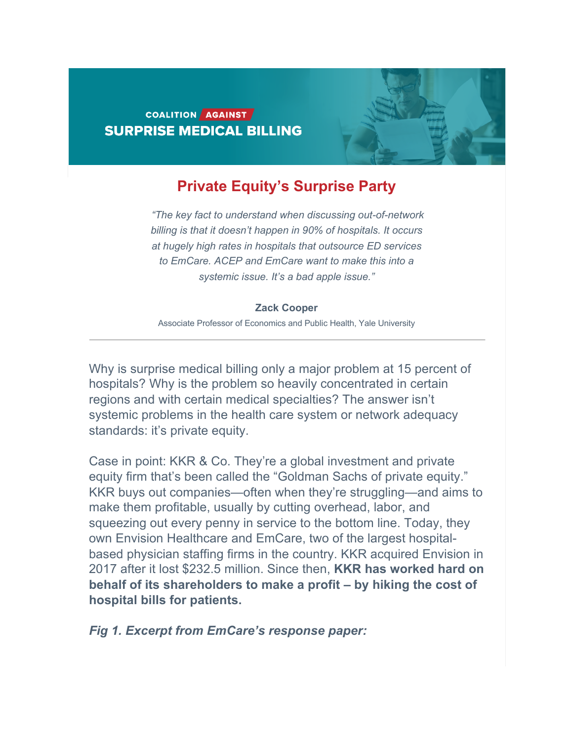COALITION AGAINST
SURPRISE MEDICAL BILLING

# Private Equity's Surprise Party

*"The key fact to understand when discussing out-of-network billing is that it doesn't happen in 90% of hospitals. It occurs at hugely high rates in hospitals that outsource ED services to EmCare. ACEP and EmCare want to make this into a systemic issue. It's a bad apple issue."*

**Zack Cooper**
Associate Professor of Economics and Public Health, Yale University

---

Why is surprise medical billing only a major problem at 15 percent of hospitals? Why is the problem so heavily concentrated in certain regions and with certain medical specialties? The answer isn't systemic problems in the health care system or network adequacy standards: it's private equity.

Case in point: KKR & Co. They're a global investment and private equity firm that's been called the "Goldman Sachs of private equity." KKR buys out companies—often when they're struggling—and aims to make them profitable, usually by cutting overhead, labor, and squeezing out every penny in service to the bottom line. Today, they own Envision Healthcare and EmCare, two of the largest hospital-based physician staffing firms in the country. KKR acquired Envision in 2017 after it lost $232.5 million. Since then, **KKR has worked hard on behalf of its shareholders to make a profit – by hiking the cost of hospital bills for patients.**

***Fig 1. Excerpt from EmCare's response paper:***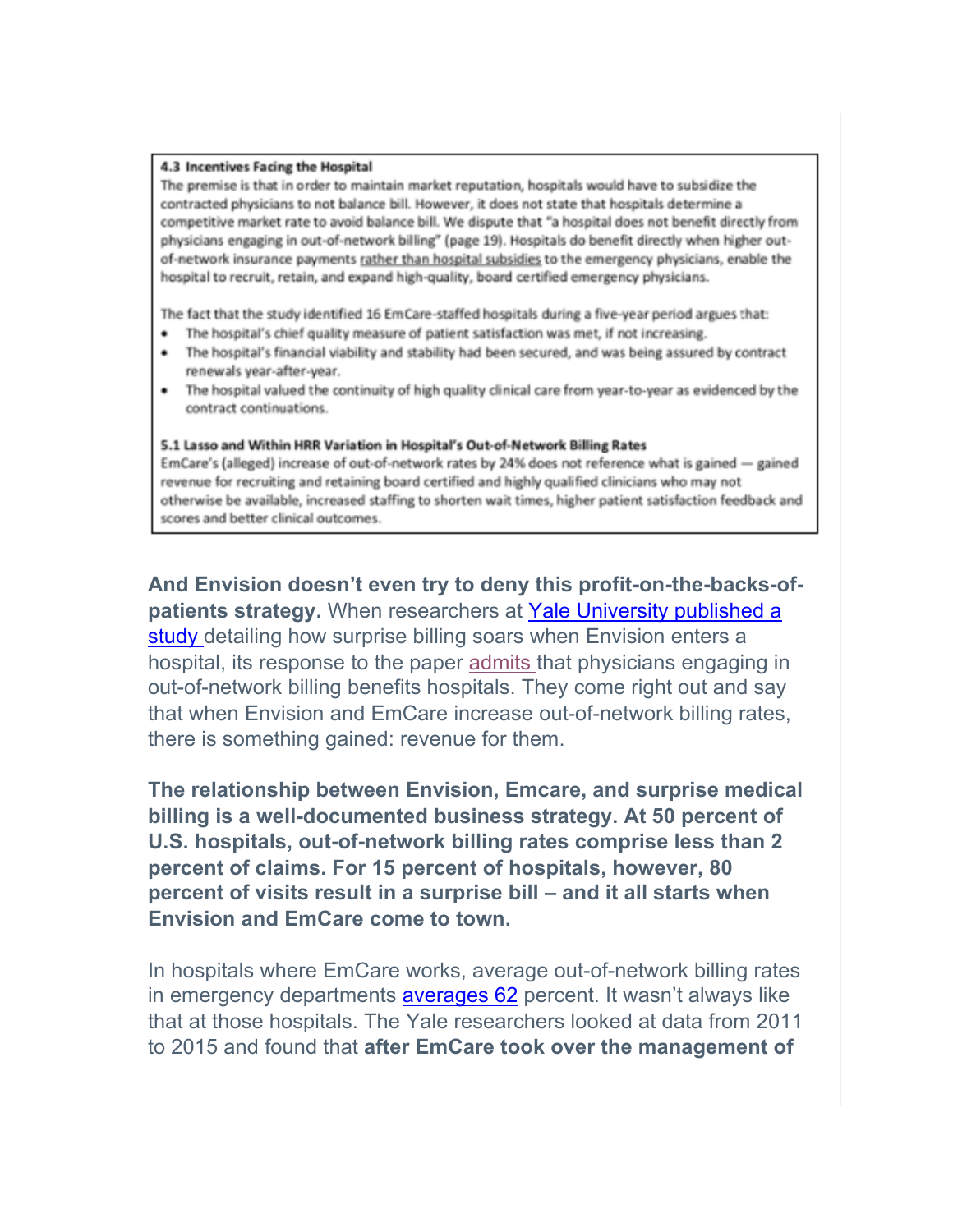> **4.3 Incentives Facing the Hospital**
>
> The premise is that in order to maintain market reputation, hospitals would have to subsidize the contracted physicians to not balance bill. However, it does not state that hospitals determine a competitive market rate to avoid balance bill. We dispute that "a hospital does not benefit directly from physicians engaging in out-of-network billing" (page 19). Hospitals do benefit directly when higher out-of-network insurance payments rather than hospital subsidies to the emergency physicians, enable the hospital to recruit, retain, and expand high-quality, board certified emergency physicians.
>
> The fact that the study identified 16 EmCare-staffed hospitals during a five-year period argues that:
>
> - The hospital's chief quality measure of patient satisfaction was met, if not increasing.
> - The hospital's financial viability and stability had been secured, and was being assured by contract renewals year-after-year.
> - The hospital valued the continuity of high quality clinical care from year-to-year as evidenced by the contract continuations.
>
> **5.1 Lasso and Within HRR Variation in Hospital's Out-of-Network Billing Rates**
>
> EmCare's (alleged) increase of out-of-network rates by 24% does not reference what is gained — gained revenue for recruiting and retaining board certified and highly qualified clinicians who may not otherwise be available, increased staffing to shorten wait times, higher patient satisfaction feedback and scores and better clinical outcomes.

**And Envision doesn't even try to deny this profit-on-the-backs-of-patients strategy.** When researchers at Yale University published a study detailing how surprise billing soars when Envision enters a hospital, its response to the paper admits that physicians engaging in out-of-network billing benefits hospitals. They come right out and say that when Envision and EmCare increase out-of-network billing rates, there is something gained: revenue for them.

**The relationship between Envision, Emcare, and surprise medical billing is a well-documented business strategy. At 50 percent of U.S. hospitals, out-of-network billing rates comprise less than 2 percent of claims. For 15 percent of hospitals, however, 80 percent of visits result in a surprise bill – and it all starts when Envision and EmCare come to town.**

In hospitals where EmCare works, average out-of-network billing rates in emergency departments averages 62 percent. It wasn't always like that at those hospitals. The Yale researchers looked at data from 2011 to 2015 and found that **after EmCare took over the management of**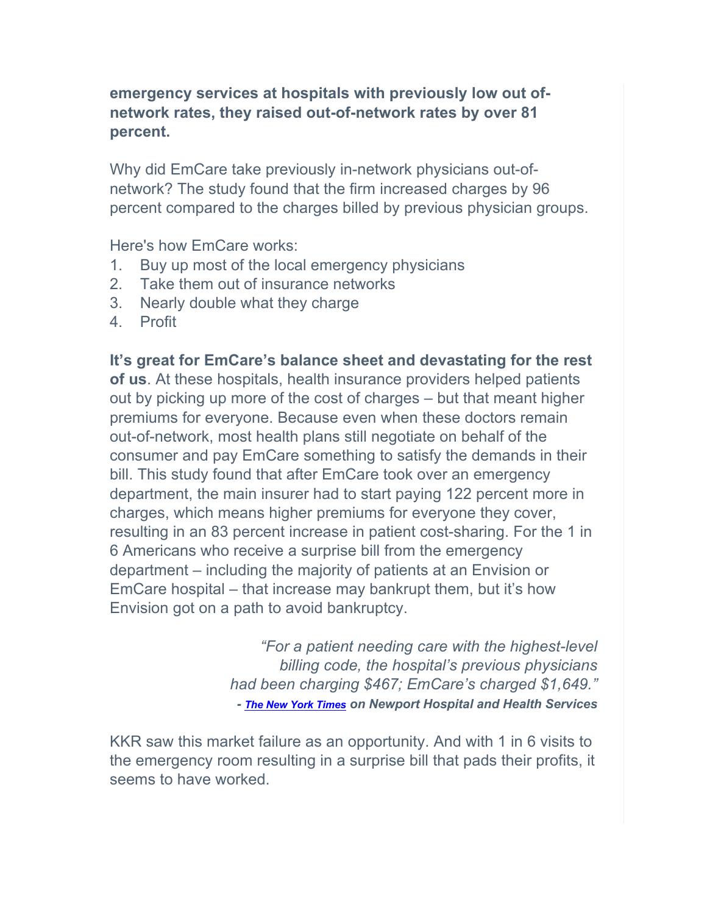**emergency services at hospitals with previously low out of-network rates, they raised out-of-network rates by over 81 percent.**

Why did EmCare take previously in-network physicians out-of-network? The study found that the firm increased charges by 96 percent compared to the charges billed by previous physician groups.

Here's how EmCare works:

1. Buy up most of the local emergency physicians
2. Take them out of insurance networks
3. Nearly double what they charge
4. Profit

**It's great for EmCare's balance sheet and devastating for the rest of us**. At these hospitals, health insurance providers helped patients out by picking up more of the cost of charges – but that meant higher premiums for everyone. Because even when these doctors remain out-of-network, most health plans still negotiate on behalf of the consumer and pay EmCare something to satisfy the demands in their bill. This study found that after EmCare took over an emergency department, the main insurer had to start paying 122 percent more in charges, which means higher premiums for everyone they cover, resulting in an 83 percent increase in patient cost-sharing. For the 1 in 6 Americans who receive a surprise bill from the emergency department – including the majority of patients at an Envision or EmCare hospital – that increase may bankrupt them, but it's how Envision got on a path to avoid bankruptcy.

> *"For a patient needing care with the highest-level billing code, the hospital's previous physicians had been charging $467; EmCare's charged $1,649."*
>
> ***- The New York Times* on Newport Hospital and Health Services**

KKR saw this market failure as an opportunity. And with 1 in 6 visits to the emergency room resulting in a surprise bill that pads their profits, it seems to have worked.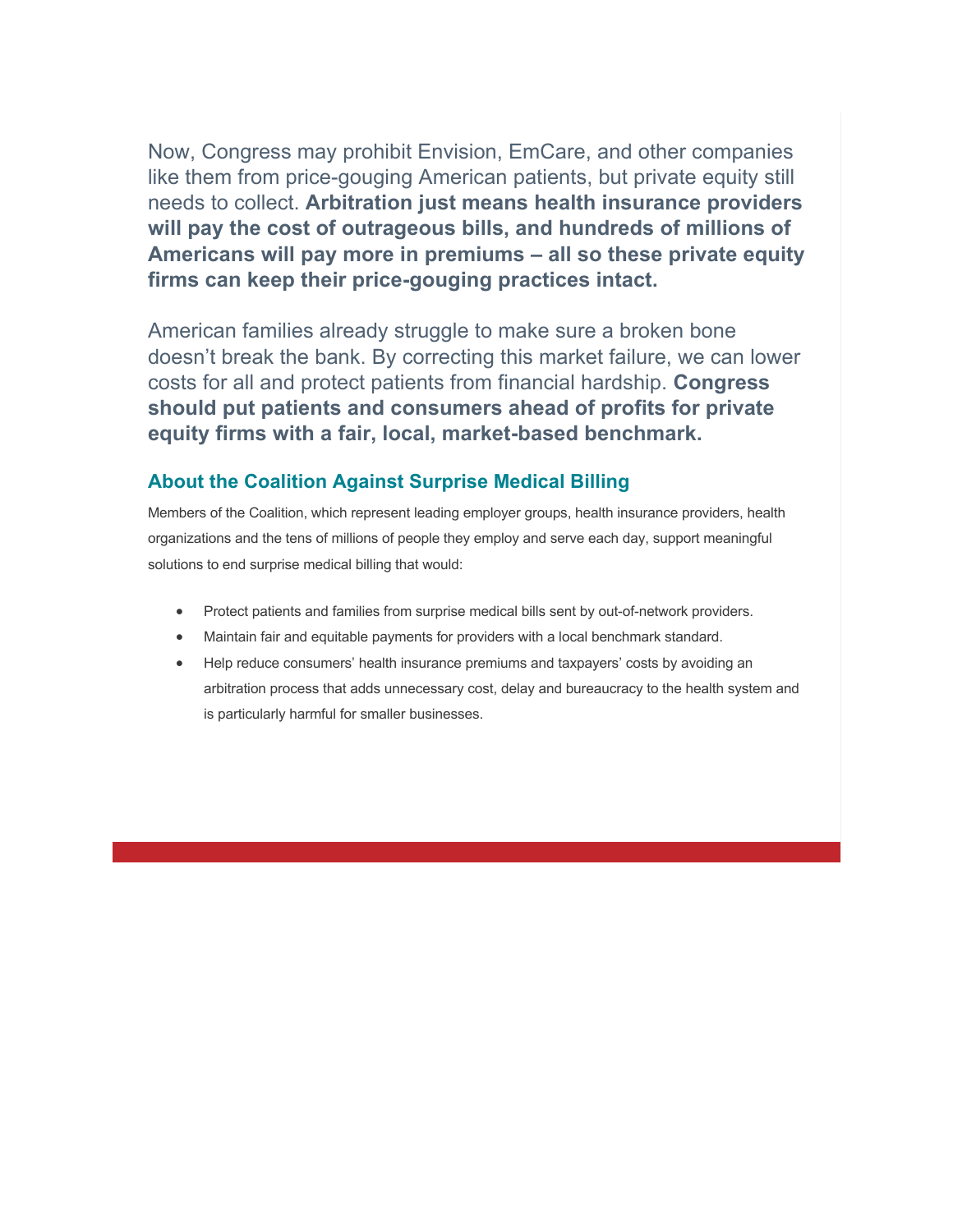Now, Congress may prohibit Envision, EmCare, and other companies like them from price-gouging American patients, but private equity still needs to collect. **Arbitration just means health insurance providers will pay the cost of outrageous bills, and hundreds of millions of Americans will pay more in premiums – all so these private equity firms can keep their price-gouging practices intact.**

American families already struggle to make sure a broken bone doesn't break the bank. By correcting this market failure, we can lower costs for all and protect patients from financial hardship. **Congress should put patients and consumers ahead of profits for private equity firms with a fair, local, market-based benchmark.**

### About the Coalition Against Surprise Medical Billing

Members of the Coalition, which represent leading employer groups, health insurance providers, health organizations and the tens of millions of people they employ and serve each day, support meaningful solutions to end surprise medical billing that would:

- Protect patients and families from surprise medical bills sent by out-of-network providers.
- Maintain fair and equitable payments for providers with a local benchmark standard.
- Help reduce consumers' health insurance premiums and taxpayers' costs by avoiding an arbitration process that adds unnecessary cost, delay and bureaucracy to the health system and is particularly harmful for smaller businesses.